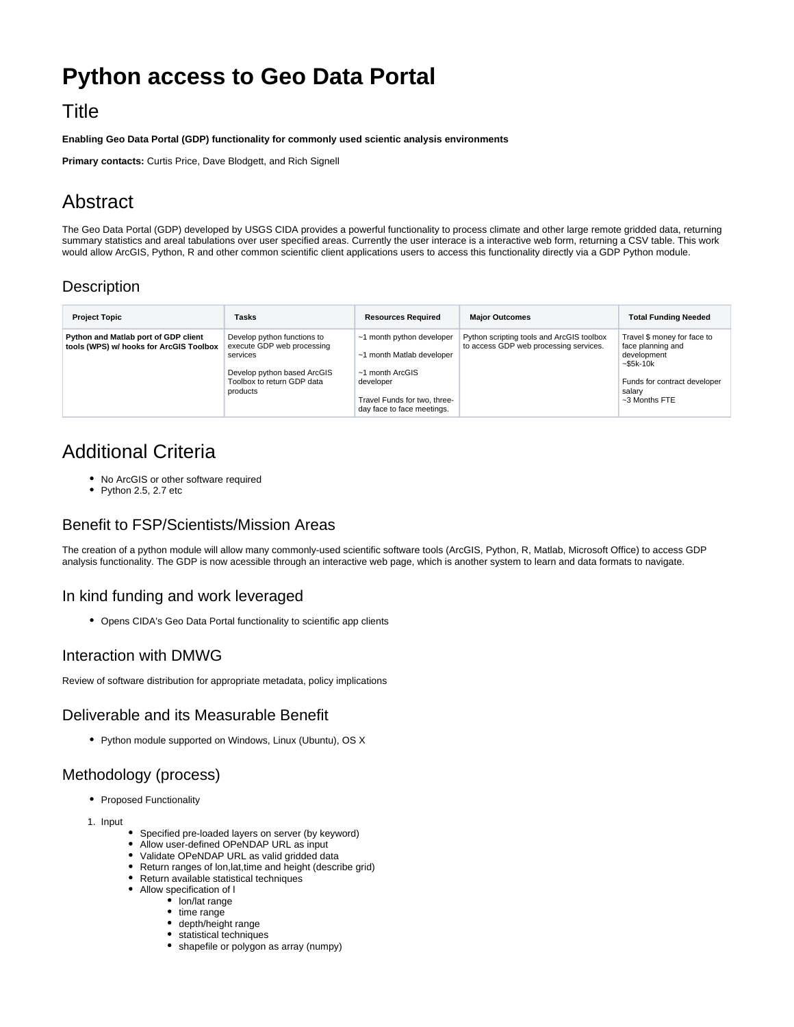# Python access to Geo Data Portal

## Title

**Enabling Geo Data Portal (GDP) functionality for commonly used scientic analysis environments**

**Primary contacts:** Curtis Price, Dave Blodgett, and Rich Signell

## Abstract

The Geo Data Portal (GDP) developed by USGS CIDA provides a powerful functionality to process climate and other large remote gridded data, returning summary statistics and areal tabulations over user specified areas. Currently the user interace is a interactive web form, returning a CSV table. This work would allow ArcGIS, Python, R and other common scientific client applications users to access this functionality directly via a GDP Python module.

### Description

| Project Topic | Tasks | Resources Required | Major Outcomes | Total Funding Needed |
|---|---|---|---|---|
| **Python and Matlab port of GDP client tools (WPS) w/ hooks for ArcGIS Toolbox** | Develop python functions to execute GDP web processing services<br><br>Develop python based ArcGIS Toolbox to return GDP data products | ~1 month python developer<br><br>~1 month Matlab developer<br><br>~1 month ArcGIS developer<br><br>Travel Funds for two, three-day face to face meetings. | Python scripting tools and ArcGIS toolbox to access GDP web processing services. | Travel $ money for face to face planning and development<br>~$5k-10k<br><br>Funds for contract developer salary<br>~3 Months FTE |

## Additional Criteria

- No ArcGIS or other software required
- Python 2.5, 2.7 etc

### Benefit to FSP/Scientists/Mission Areas

The creation of a python module will allow many commonly-used scientific software tools (ArcGIS, Python, R, Matlab, Microsoft Office) to access GDP analysis functionality. The GDP is now acessible through an interactive web page, which is another system to learn and data formats to navigate.

### In kind funding and work leveraged

- Opens CIDA's Geo Data Portal functionality to scientific app clients

### Interaction with DMWG

Review of software distribution for appropriate metadata, policy implications

### Deliverable and its Measurable Benefit

- Python module supported on Windows, Linux (Ubuntu), OS X

### Methodology (process)

- Proposed Functionality

1. Input
    - Specified pre-loaded layers on server (by keyword)
    - Allow user-defined OPeNDAP URL as input
    - Validate OPeNDAP URL as valid gridded data
    - Return ranges of lon,lat,time and height (describe grid)
    - Return available statistical techniques
    - Allow specification of l
        - lon/lat range
        - time range
        - depth/height range
        - statistical techniques
        - shapefile or polygon as array (numpy)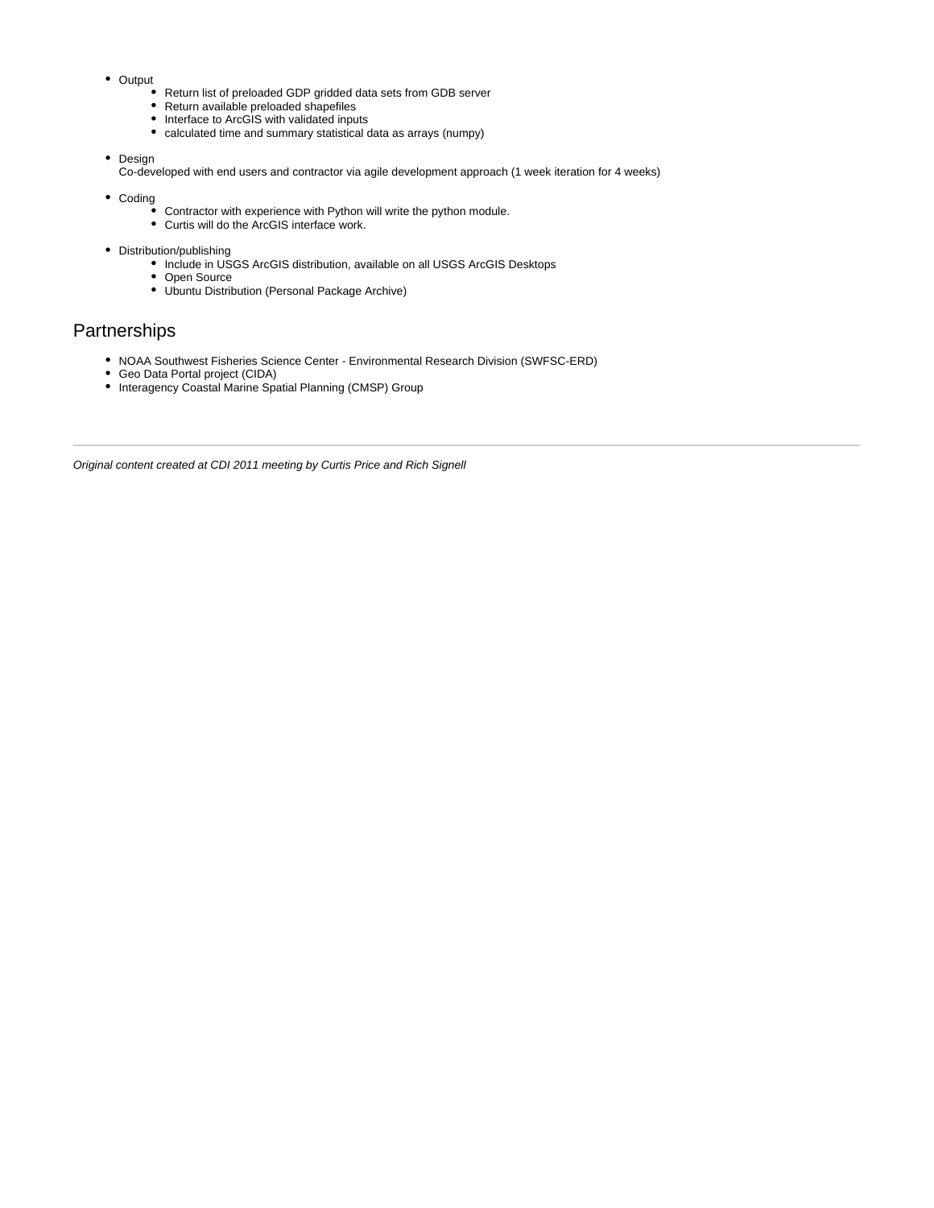- Output
  - Return list of preloaded GDP gridded data sets from GDB server
  - Return available preloaded shapefiles
  - Interface to ArcGIS with validated inputs
  - calculated time and summary statistical data as arrays (numpy)

- Design
  Co-developed with end users and contractor via agile development approach (1 week iteration for 4 weeks)

- Coding
  - Contractor with experience with Python will write the python module.
  - Curtis will do the ArcGIS interface work.

- Distribution/publishing
  - Include in USGS ArcGIS distribution, available on all USGS ArcGIS Desktops
  - Open Source
  - Ubuntu Distribution (Personal Package Archive)

## Partnerships

- NOAA Southwest Fisheries Science Center - Environmental Research Division (SWFSC-ERD)
- Geo Data Portal project (CIDA)
- Interagency Coastal Marine Spatial Planning (CMSP) Group

---

*Original content created at CDI 2011 meeting by Curtis Price and Rich Signell*